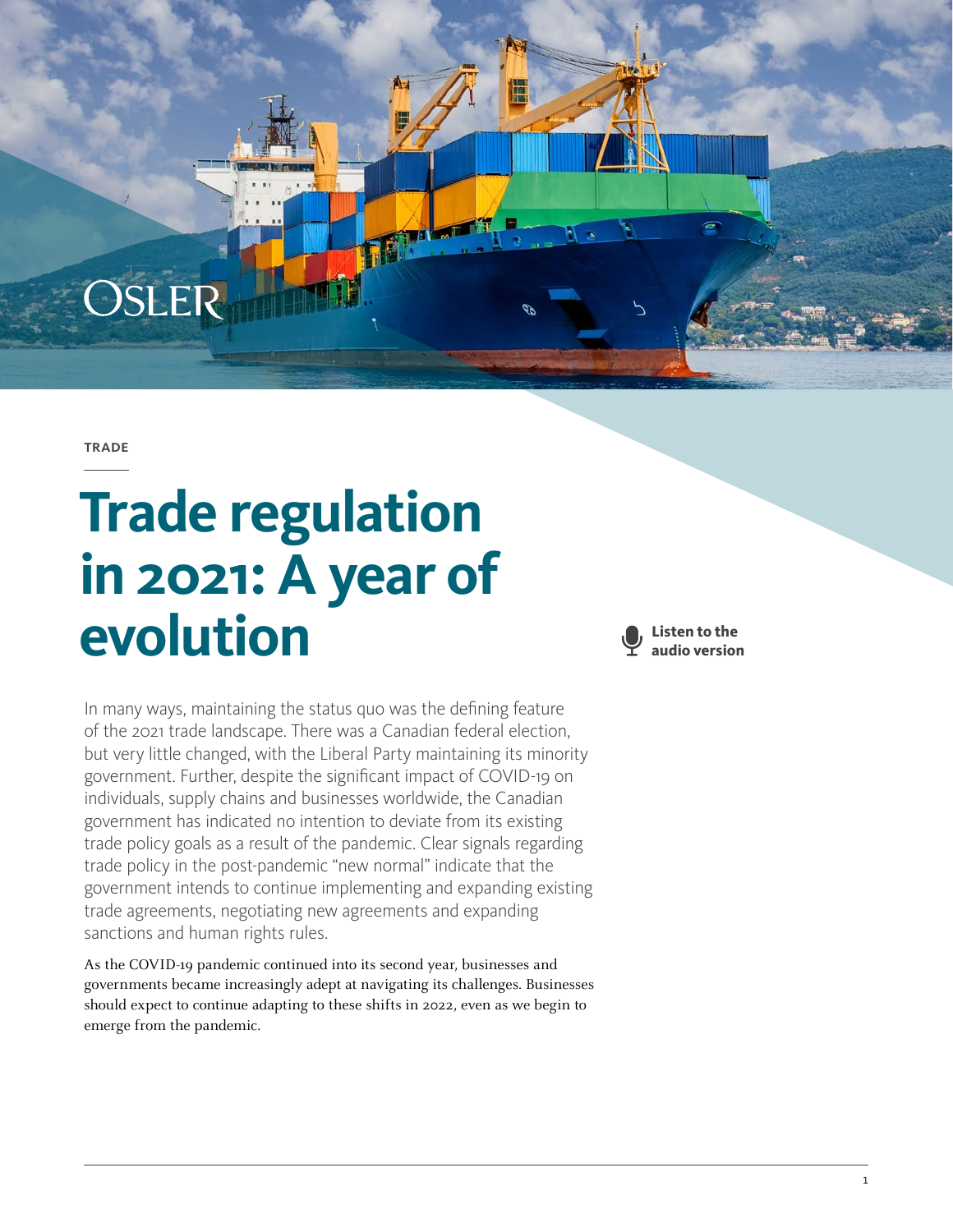TRADE

# Trade regulation in 2021: A year of evolution

Listen to the audio version

In many ways, maintaining the status quo was the defining feature of the 2021 trade landscape. There was a Canadian federal election, but very little changed, with the Liberal Party maintaining its minority government. Further, despite the significant impact of COVID-19 on individuals, supply chains and businesses worldwide, the Canadian government has indicated no intention to deviate from its existing trade policy goals as a result of the pandemic. Clear signals regarding trade policy in the post-pandemic "new normal" indicate that the government intends to continue implementing and expanding existing trade agreements, negotiating new agreements and expanding sanctions and human rights rules.

As the COVID-19 pandemic continued into its second year, businesses and governments became increasingly adept at navigating its challenges. Businesses should expect to continue adapting to these shifts in 2022, even as we begin to emerge from the pandemic.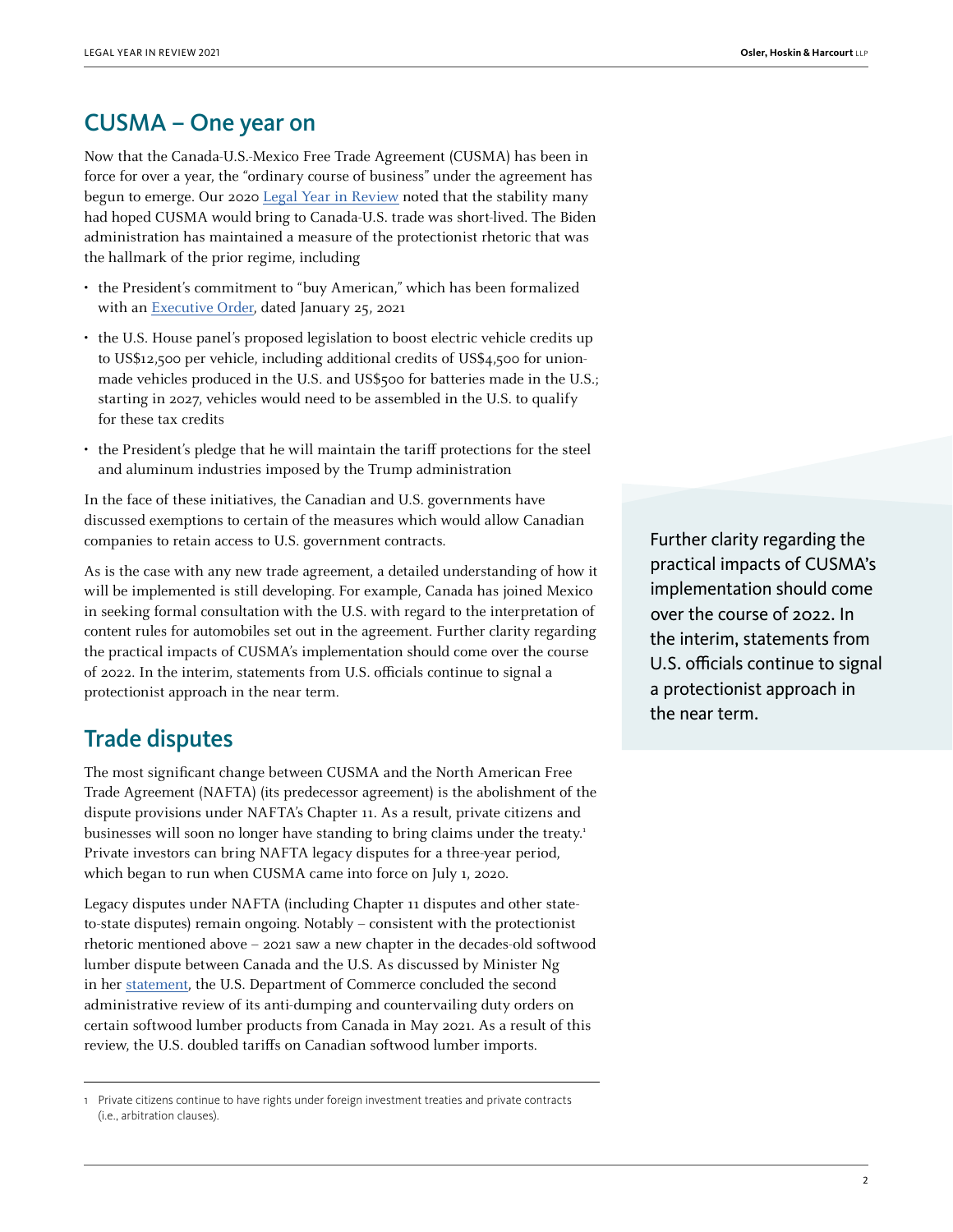## CUSMA – One year on

Now that the Canada-U.S.-Mexico Free Trade Agreement (CUSMA) has been in force for over a year, the "ordinary course of business" under the agreement has begun to emerge. Our 2020 Legal Year in Review noted that the stability many had hoped CUSMA would bring to Canada-U.S. trade was short-lived. The Biden administration has maintained a measure of the protectionist rhetoric that was the hallmark of the prior regime, including

- the President's commitment to "buy American," which has been formalized with an Executive Order, dated January 25, 2021
- the U.S. House panel's proposed legislation to boost electric vehicle credits up to US$12,500 per vehicle, including additional credits of US$4,500 for union-made vehicles produced in the U.S. and US$500 for batteries made in the U.S.; starting in 2027, vehicles would need to be assembled in the U.S. to qualify for these tax credits
- the President's pledge that he will maintain the tariff protections for the steel and aluminum industries imposed by the Trump administration

In the face of these initiatives, the Canadian and U.S. governments have discussed exemptions to certain of the measures which would allow Canadian companies to retain access to U.S. government contracts.

As is the case with any new trade agreement, a detailed understanding of how it will be implemented is still developing. For example, Canada has joined Mexico in seeking formal consultation with the U.S. with regard to the interpretation of content rules for automobiles set out in the agreement. Further clarity regarding the practical impacts of CUSMA's implementation should come over the course of 2022. In the interim, statements from U.S. officials continue to signal a protectionist approach in the near term.

> Further clarity regarding the practical impacts of CUSMA's implementation should come over the course of 2022. In the interim, statements from U.S. officials continue to signal a protectionist approach in the near term.

## Trade disputes

The most significant change between CUSMA and the North American Free Trade Agreement (NAFTA) (its predecessor agreement) is the abolishment of the dispute provisions under NAFTA's Chapter 11. As a result, private citizens and businesses will soon no longer have standing to bring claims under the treaty.[1] Private investors can bring NAFTA legacy disputes for a three-year period, which began to run when CUSMA came into force on July 1, 2020.

Legacy disputes under NAFTA (including Chapter 11 disputes and other state-to-state disputes) remain ongoing. Notably – consistent with the protectionist rhetoric mentioned above – 2021 saw a new chapter in the decades-old softwood lumber dispute between Canada and the U.S. As discussed by Minister Ng in her statement, the U.S. Department of Commerce concluded the second administrative review of its anti-dumping and countervailing duty orders on certain softwood lumber products from Canada in May 2021. As a result of this review, the U.S. doubled tariffs on Canadian softwood lumber imports.

---

[1] Private citizens continue to have rights under foreign investment treaties and private contracts (i.e., arbitration clauses).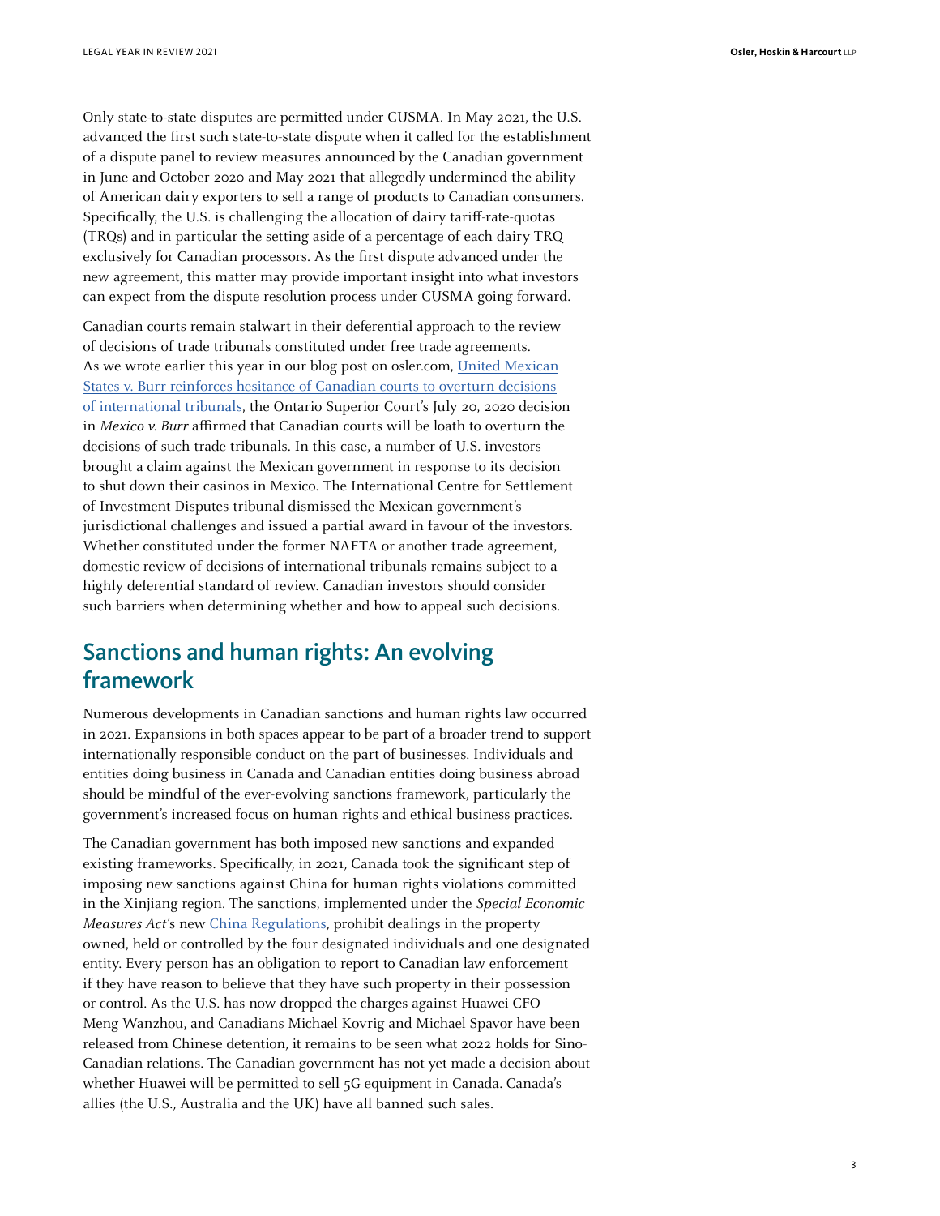Only state-to-state disputes are permitted under CUSMA. In May 2021, the U.S. advanced the first such state-to-state dispute when it called for the establishment of a dispute panel to review measures announced by the Canadian government in June and October 2020 and May 2021 that allegedly undermined the ability of American dairy exporters to sell a range of products to Canadian consumers. Specifically, the U.S. is challenging the allocation of dairy tariff-rate-quotas (TRQs) and in particular the setting aside of a percentage of each dairy TRQ exclusively for Canadian processors. As the first dispute advanced under the new agreement, this matter may provide important insight into what investors can expect from the dispute resolution process under CUSMA going forward.

Canadian courts remain stalwart in their deferential approach to the review of decisions of trade tribunals constituted under free trade agreements. As we wrote earlier this year in our blog post on osler.com, [United Mexican States v. Burr reinforces hesitance of Canadian courts to overturn decisions of international tribunals](), the Ontario Superior Court's July 20, 2020 decision in *Mexico v. Burr* affirmed that Canadian courts will be loath to overturn the decisions of such trade tribunals. In this case, a number of U.S. investors brought a claim against the Mexican government in response to its decision to shut down their casinos in Mexico. The International Centre for Settlement of Investment Disputes tribunal dismissed the Mexican government's jurisdictional challenges and issued a partial award in favour of the investors. Whether constituted under the former NAFTA or another trade agreement, domestic review of decisions of international tribunals remains subject to a highly deferential standard of review. Canadian investors should consider such barriers when determining whether and how to appeal such decisions.

## Sanctions and human rights: An evolving framework

Numerous developments in Canadian sanctions and human rights law occurred in 2021. Expansions in both spaces appear to be part of a broader trend to support internationally responsible conduct on the part of businesses. Individuals and entities doing business in Canada and Canadian entities doing business abroad should be mindful of the ever-evolving sanctions framework, particularly the government's increased focus on human rights and ethical business practices.

The Canadian government has both imposed new sanctions and expanded existing frameworks. Specifically, in 2021, Canada took the significant step of imposing new sanctions against China for human rights violations committed in the Xinjiang region. The sanctions, implemented under the *Special Economic Measures Act*'s new [China Regulations](), prohibit dealings in the property owned, held or controlled by the four designated individuals and one designated entity. Every person has an obligation to report to Canadian law enforcement if they have reason to believe that they have such property in their possession or control. As the U.S. has now dropped the charges against Huawei CFO Meng Wanzhou, and Canadians Michael Kovrig and Michael Spavor have been released from Chinese detention, it remains to be seen what 2022 holds for Sino-Canadian relations. The Canadian government has not yet made a decision about whether Huawei will be permitted to sell 5G equipment in Canada. Canada's allies (the U.S., Australia and the UK) have all banned such sales.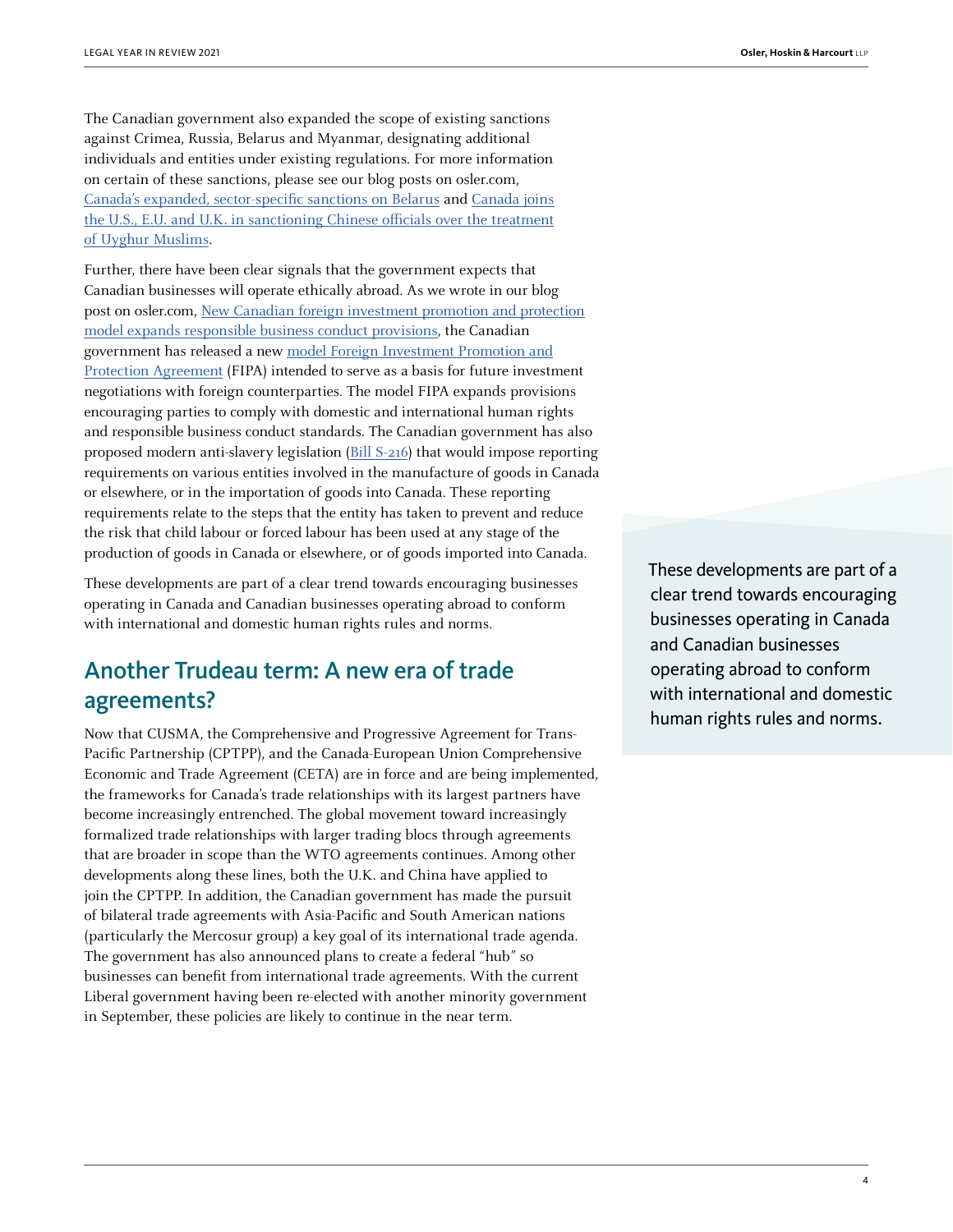The Canadian government also expanded the scope of existing sanctions against Crimea, Russia, Belarus and Myanmar, designating additional individuals and entities under existing regulations. For more information on certain of these sanctions, please see our blog posts on osler.com, Canada's expanded, sector-specific sanctions on Belarus and Canada joins the U.S., E.U. and U.K. in sanctioning Chinese officials over the treatment of Uyghur Muslims.

Further, there have been clear signals that the government expects that Canadian businesses will operate ethically abroad. As we wrote in our blog post on osler.com, New Canadian foreign investment promotion and protection model expands responsible business conduct provisions, the Canadian government has released a new model Foreign Investment Promotion and Protection Agreement (FIPA) intended to serve as a basis for future investment negotiations with foreign counterparties. The model FIPA expands provisions encouraging parties to comply with domestic and international human rights and responsible business conduct standards. The Canadian government has also proposed modern anti-slavery legislation (Bill S-216) that would impose reporting requirements on various entities involved in the manufacture of goods in Canada or elsewhere, or in the importation of goods into Canada. These reporting requirements relate to the steps that the entity has taken to prevent and reduce the risk that child labour or forced labour has been used at any stage of the production of goods in Canada or elsewhere, or of goods imported into Canada.

These developments are part of a clear trend towards encouraging businesses operating in Canada and Canadian businesses operating abroad to conform with international and domestic human rights rules and norms.

> These developments are part of a clear trend towards encouraging businesses operating in Canada and Canadian businesses operating abroad to conform with international and domestic human rights rules and norms.

## Another Trudeau term: A new era of trade agreements?

Now that CUSMA, the Comprehensive and Progressive Agreement for Trans-Pacific Partnership (CPTPP), and the Canada-European Union Comprehensive Economic and Trade Agreement (CETA) are in force and are being implemented, the frameworks for Canada's trade relationships with its largest partners have become increasingly entrenched. The global movement toward increasingly formalized trade relationships with larger trading blocs through agreements that are broader in scope than the WTO agreements continues. Among other developments along these lines, both the U.K. and China have applied to join the CPTPP. In addition, the Canadian government has made the pursuit of bilateral trade agreements with Asia-Pacific and South American nations (particularly the Mercosur group) a key goal of its international trade agenda. The government has also announced plans to create a federal "hub" so businesses can benefit from international trade agreements. With the current Liberal government having been re-elected with another minority government in September, these policies are likely to continue in the near term.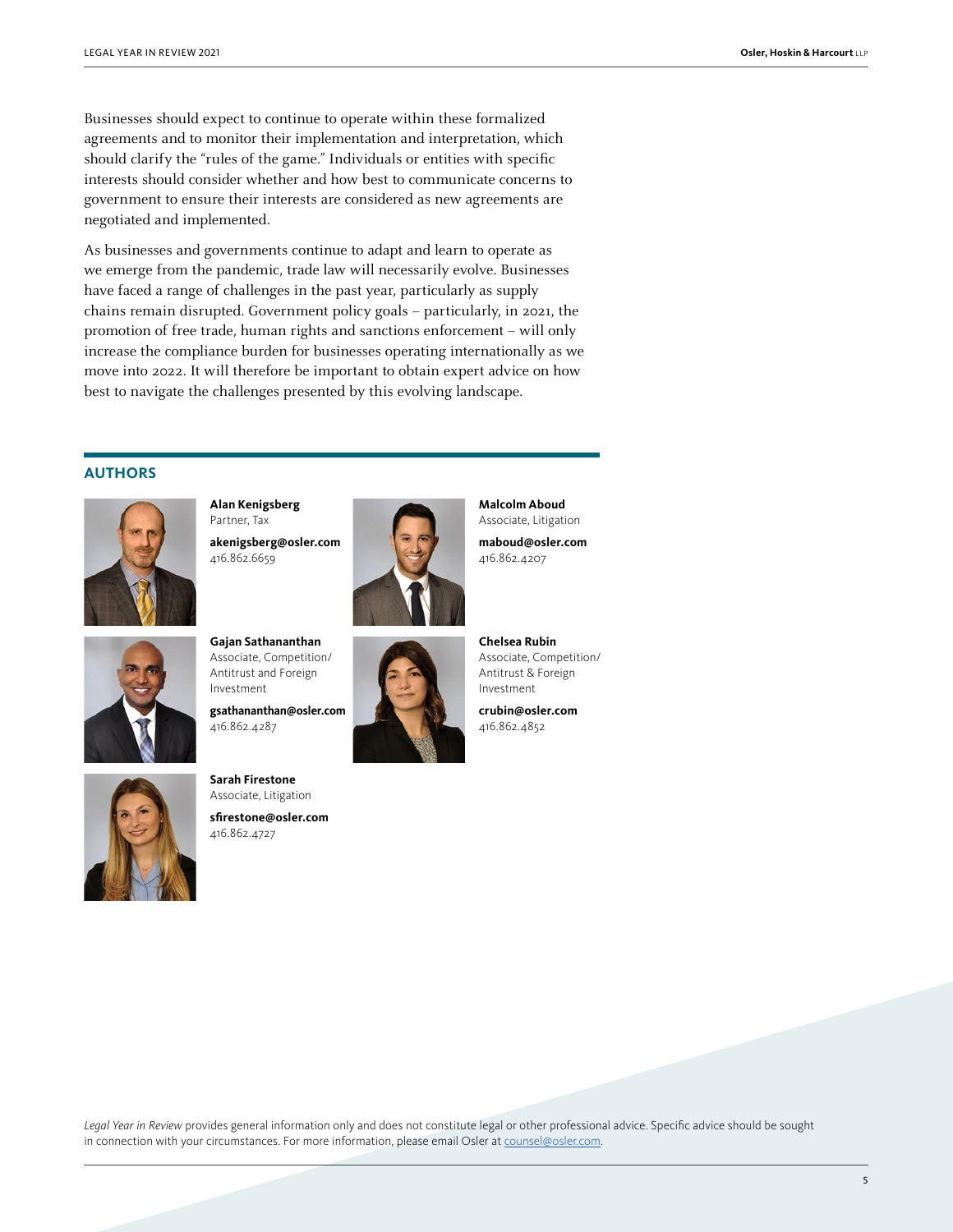Businesses should expect to continue to operate within these formalized agreements and to monitor their implementation and interpretation, which should clarify the "rules of the game." Individuals or entities with specific interests should consider whether and how best to communicate concerns to government to ensure their interests are considered as new agreements are negotiated and implemented.

As businesses and governments continue to adapt and learn to operate as we emerge from the pandemic, trade law will necessarily evolve. Businesses have faced a range of challenges in the past year, particularly as supply chains remain disrupted. Government policy goals – particularly, in 2021, the promotion of free trade, human rights and sanctions enforcement – will only increase the compliance burden for businesses operating internationally as we move into 2022. It will therefore be important to obtain expert advice on how best to navigate the challenges presented by this evolving landscape.

## AUTHORS

**Alan Kenigsberg**
Partner, Tax
**akenigsberg@osler.com**
416.862.6659

**Malcolm Aboud**
Associate, Litigation
**maboud@osler.com**
416.862.4207

**Gajan Sathananthan**
Associate, Competition/Antitrust and Foreign Investment
**gsathananthan@osler.com**
416.862.4287

**Chelsea Rubin**
Associate, Competition/Antitrust & Foreign Investment
**crubin@osler.com**
416.862.4852

**Sarah Firestone**
Associate, Litigation
**sfirestone@osler.com**
416.862.4727

*Legal Year in Review* provides general information only and does not constitute legal or other professional advice. Specific advice should be sought in connection with your circumstances. For more information, please email Osler at counsel@osler.com.